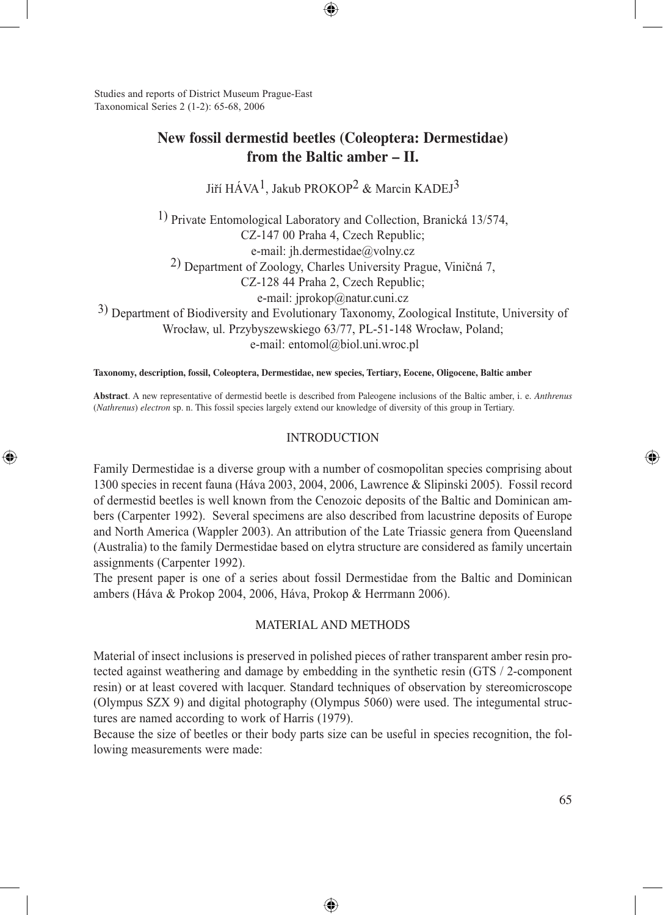Studies and reports of District Museum Prague-East
Taxonomical Series 2 (1-2): 65-68, 2006

# New fossil dermestid beetles (Coleoptera: Dermestidae) from the Baltic amber – II.

Jiří HÁVA[1], Jakub PROKOP[2] & Marcin KADEJ[3]

[1]) Private Entomological Laboratory and Collection, Branická 13/574,
CZ-147 00 Praha 4, Czech Republic;
e-mail: jh.dermestidae@volny.cz

[2]) Department of Zoology, Charles University Prague, Viničná 7,
CZ-128 44 Praha 2, Czech Republic;
e-mail: jprokop@natur.cuni.cz

[3]) Department of Biodiversity and Evolutionary Taxonomy, Zoological Institute, University of Wrocław, ul. Przybyszewskiego 63/77, PL-51-148 Wrocław, Poland;
e-mail: entomol@biol.uni.wroc.pl

**Taxonomy, description, fossil, Coleoptera, Dermestidae, new species, Tertiary, Eocene, Oligocene, Baltic amber**

**Abstract**. A new representative of dermestid beetle is described from Paleogene inclusions of the Baltic amber, i. e. *Anthrenus* (*Nathrenus*) *electron* sp. n. This fossil species largely extend our knowledge of diversity of this group in Tertiary.

## INTRODUCTION

Family Dermestidae is a diverse group with a number of cosmopolitan species comprising about 1300 species in recent fauna (Háva 2003, 2004, 2006, Lawrence & Slipinski 2005). Fossil record of dermestid beetles is well known from the Cenozoic deposits of the Baltic and Dominican ambers (Carpenter 1992). Several specimens are also described from lacustrine deposits of Europe and North America (Wappler 2003). An attribution of the Late Triassic genera from Queensland (Australia) to the family Dermestidae based on elytra structure are considered as family uncertain assignments (Carpenter 1992).

The present paper is one of a series about fossil Dermestidae from the Baltic and Dominican ambers (Háva & Prokop 2004, 2006, Háva, Prokop & Herrmann 2006).

## MATERIAL AND METHODS

Material of insect inclusions is preserved in polished pieces of rather transparent amber resin protected against weathering and damage by embedding in the synthetic resin (GTS / 2-component resin) or at least covered with lacquer. Standard techniques of observation by stereomicroscope (Olympus SZX 9) and digital photography (Olympus 5060) were used. The integumental structures are named according to work of Harris (1979).

Because the size of beetles or their body parts size can be useful in species recognition, the following measurements were made: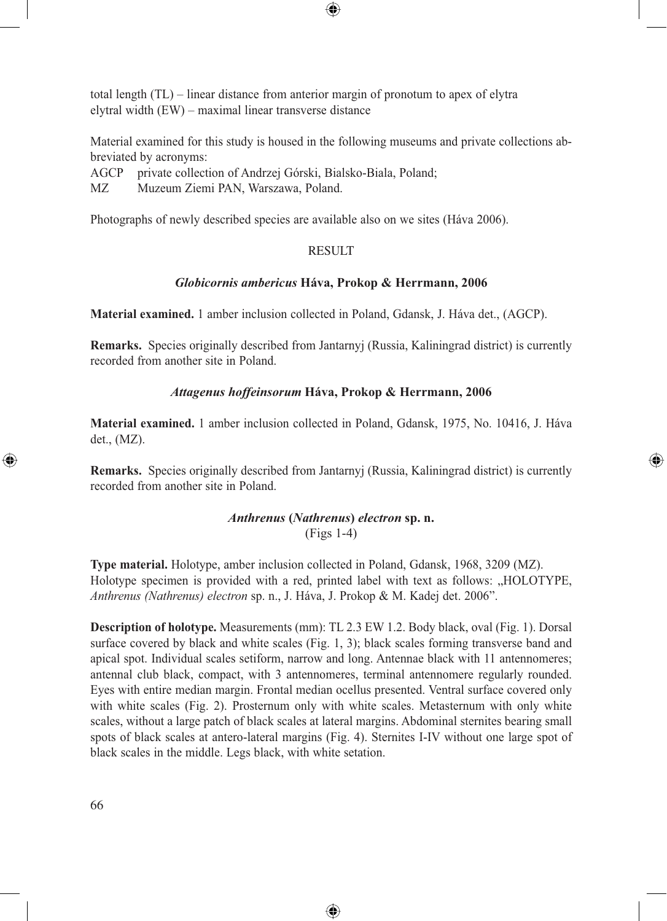total length (TL) – linear distance from anterior margin of pronotum to apex of elytra
elytral width (EW) – maximal linear transverse distance

Material examined for this study is housed in the following museums and private collections abbreviated by acronyms:

AGCP private collection of Andrzej Górski, Bialsko-Biala, Poland;
MZ Muzeum Ziemi PAN, Warszawa, Poland.

Photographs of newly described species are available also on we sites (Háva 2006).

## RESULT

### *Globicornis ambericus* Háva, Prokop & Herrmann, 2006

**Material examined.** 1 amber inclusion collected in Poland, Gdansk, J. Háva det., (AGCP).

**Remarks.** Species originally described from Jantarnyj (Russia, Kaliningrad district) is currently recorded from another site in Poland.

### *Attagenus hoffeinsorum* Háva, Prokop & Herrmann, 2006

**Material examined.** 1 amber inclusion collected in Poland, Gdansk, 1975, No. 10416, J. Háva det., (MZ).

**Remarks.** Species originally described from Jantarnyj (Russia, Kaliningrad district) is currently recorded from another site in Poland.

### *Anthrenus* (*Nathrenus*) *electron* sp. n.
(Figs 1-4)

**Type material.** Holotype, amber inclusion collected in Poland, Gdansk, 1968, 3209 (MZ). Holotype specimen is provided with a red, printed label with text as follows: „HOLOTYPE, *Anthrenus (Nathrenus) electron* sp. n., J. Háva, J. Prokop & M. Kadej det. 2006".

**Description of holotype.** Measurements (mm): TL 2.3 EW 1.2. Body black, oval (Fig. 1). Dorsal surface covered by black and white scales (Fig. 1, 3); black scales forming transverse band and apical spot. Individual scales setiform, narrow and long. Antennae black with 11 antennomeres; antennal club black, compact, with 3 antennomeres, terminal antennomere regularly rounded. Eyes with entire median margin. Frontal median ocellus presented. Ventral surface covered only with white scales (Fig. 2). Prosternum only with white scales. Metasternum with only white scales, without a large patch of black scales at lateral margins. Abdominal sternites bearing small spots of black scales at antero-lateral margins (Fig. 4). Sternites I-IV without one large spot of black scales in the middle. Legs black, with white setation.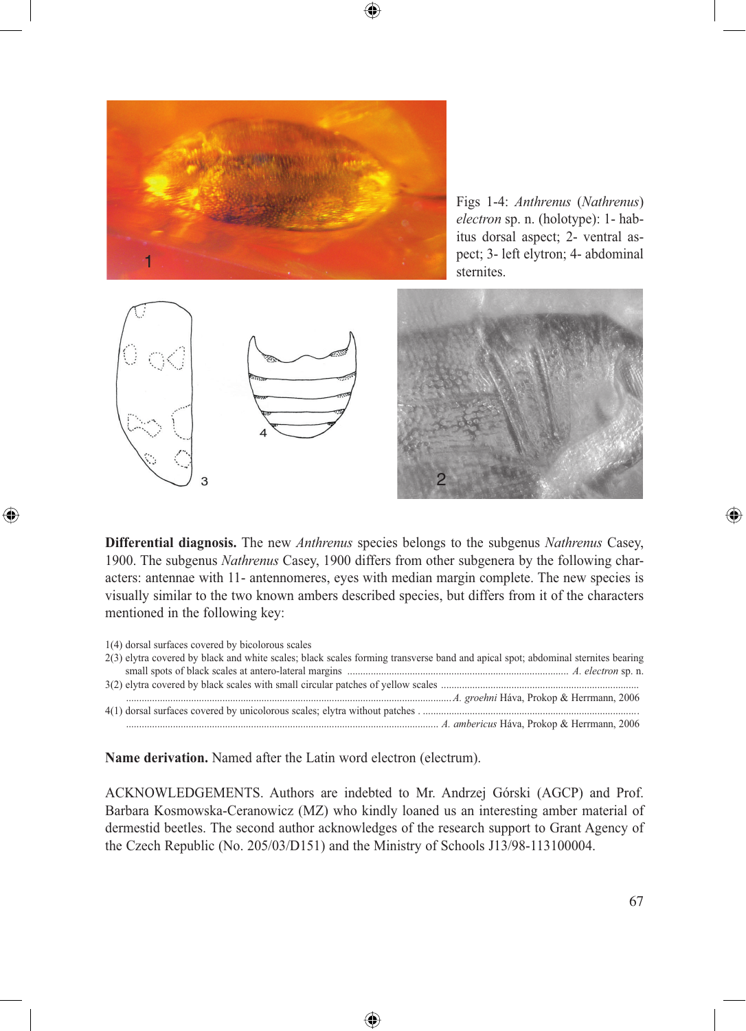Figs 1-4: *Anthrenus* (*Nathrenus*) *electron* sp. n. (holotype): 1- habitus dorsal aspect; 2- ventral aspect; 3- left elytron; 4- abdominal sternites.

**Differential diagnosis.** The new *Anthrenus* species belongs to the subgenus *Nathrenus* Casey, 1900. The subgenus *Nathrenus* Casey, 1900 differs from other subgenera by the following characters: antennae with 11- antennomeres, eyes with median margin complete. The new species is visually similar to the two known ambers described species, but differs from it of the characters mentioned in the following key:

1(4) dorsal surfaces covered by bicolorous scales

2(3) elytra covered by black and white scales; black scales forming transverse band and apical spot; abdominal sternites bearing small spots of black scales at antero-lateral margins ........ *A. electron* sp. n.

3(2) elytra covered by black scales with small circular patches of yellow scales ........ *A. groehni* Háva, Prokop & Herrmann, 2006

4(1) dorsal surfaces covered by unicolorous scales; elytra without patches ........ *A. ambericus* Háva, Prokop & Herrmann, 2006

**Name derivation.** Named after the Latin word electron (electrum).

ACKNOWLEDGEMENTS. Authors are indebted to Mr. Andrzej Górski (AGCP) and Prof. Barbara Kosmowska-Ceranowicz (MZ) who kindly loaned us an interesting amber material of dermestid beetles. The second author acknowledges of the research support to Grant Agency of the Czech Republic (No. 205/03/D151) and the Ministry of Schools J13/98-113100004.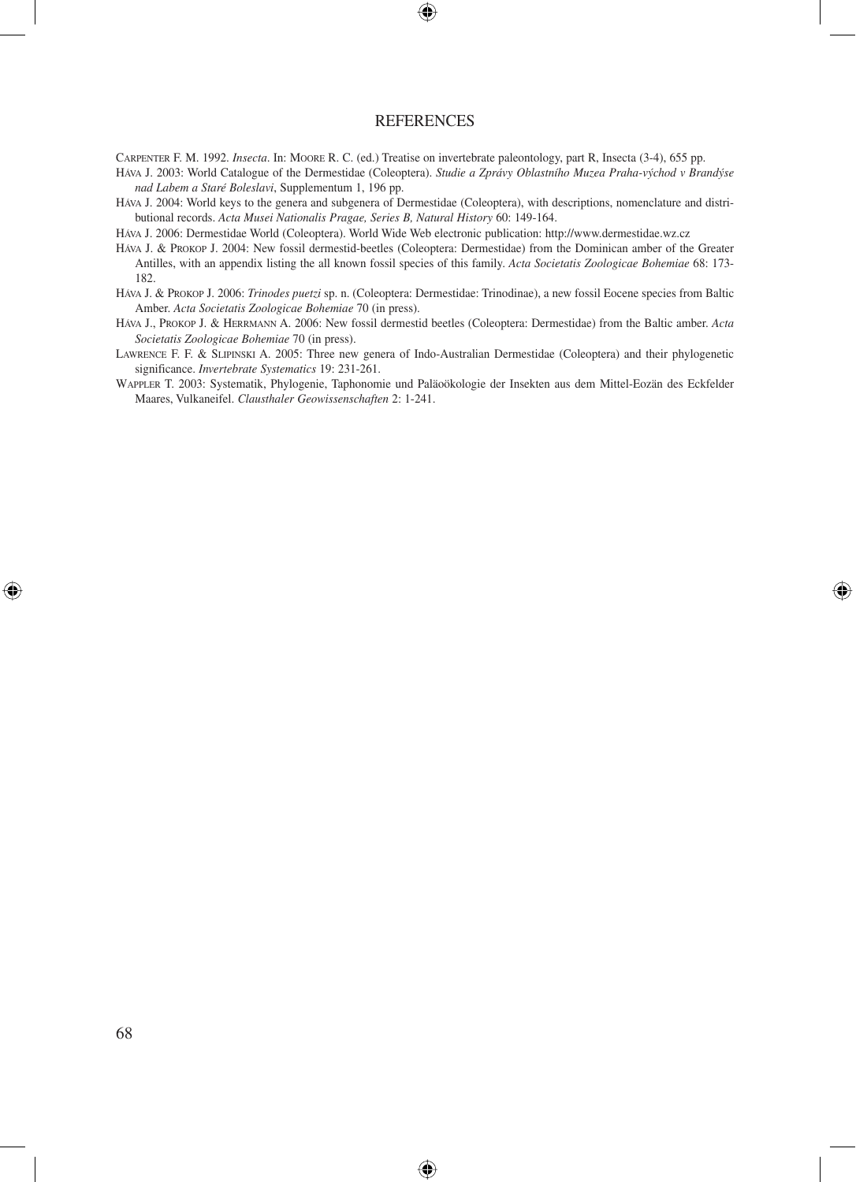## REFERENCES

Carpenter F. M. 1992. *Insecta*. In: Moore R. C. (ed.) Treatise on invertebrate paleontology, part R, Insecta (3-4), 655 pp.

Háva J. 2003: World Catalogue of the Dermestidae (Coleoptera). *Studie a Zprávy Oblastního Muzea Praha-východ v Brandýse nad Labem a Staré Boleslavi*, Supplementum 1, 196 pp.

Háva J. 2004: World keys to the genera and subgenera of Dermestidae (Coleoptera), with descriptions, nomenclature and distributional records. *Acta Musei Nationalis Pragae, Series B, Natural History* 60: 149-164.

Háva J. 2006: Dermestidae World (Coleoptera). World Wide Web electronic publication: http://www.dermestidae.wz.cz

Háva J. & Prokop J. 2004: New fossil dermestid-beetles (Coleoptera: Dermestidae) from the Dominican amber of the Greater Antilles, with an appendix listing the all known fossil species of this family. *Acta Societatis Zoologicae Bohemiae* 68: 173-182.

Háva J. & Prokop J. 2006: *Trinodes puetzi* sp. n. (Coleoptera: Dermestidae: Trinodinae), a new fossil Eocene species from Baltic Amber. *Acta Societatis Zoologicae Bohemiae* 70 (in press).

Háva J., Prokop J. & Herrmann A. 2006: New fossil dermestid beetles (Coleoptera: Dermestidae) from the Baltic amber. *Acta Societatis Zoologicae Bohemiae* 70 (in press).

Lawrence F. F. & Slipinski A. 2005: Three new genera of Indo-Australian Dermestidae (Coleoptera) and their phylogenetic significance. *Invertebrate Systematics* 19: 231-261.

Wappler T. 2003: Systematik, Phylogenie, Taphonomie und Paläoökologie der Insekten aus dem Mittel-Eozän des Eckfelder Maares, Vulkaneifel. *Clausthaler Geowissenschaften* 2: 1-241.